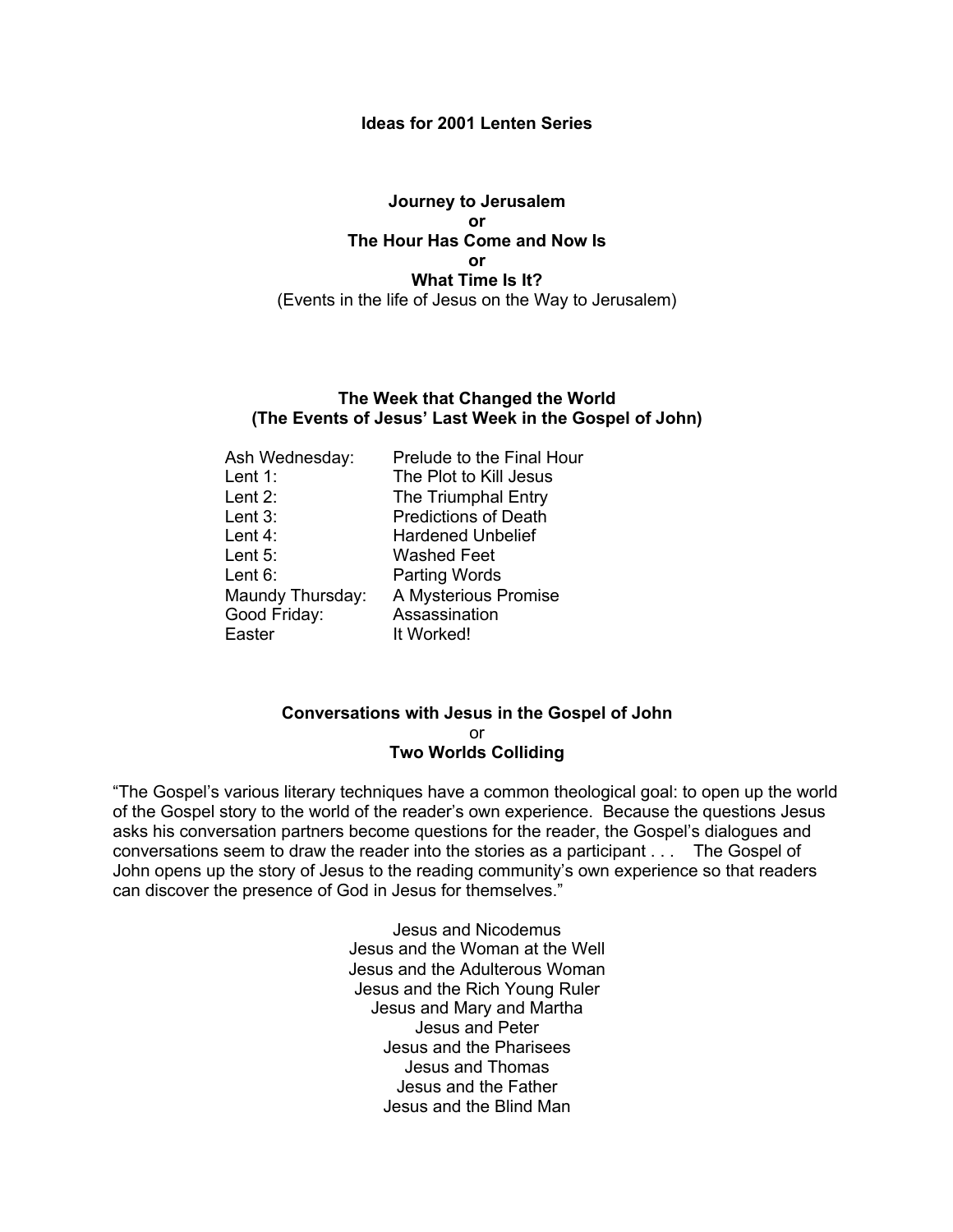# Ideas for 2001 Lenten Series

## Journey to Jerusalem
## or
## The Hour Has Come and Now Is
## or
## What Time Is It?

(Events in the life of Jesus on the Way to Jerusalem)

## The Week that Changed the World
## (The Events of Jesus' Last Week in the Gospel of John)

| | |
|---|---|
| Ash Wednesday: | Prelude to the Final Hour |
| Lent 1: | The Plot to Kill Jesus |
| Lent 2: | The Triumphal Entry |
| Lent 3: | Predictions of Death |
| Lent 4: | Hardened Unbelief |
| Lent 5: | Washed Feet |
| Lent 6: | Parting Words |
| Maundy Thursday: | A Mysterious Promise |
| Good Friday: | Assassination |
| Easter | It Worked! |

## Conversations with Jesus in the Gospel of John
or
## Two Worlds Colliding

"The Gospel's various literary techniques have a common theological goal: to open up the world of the Gospel story to the world of the reader's own experience. Because the questions Jesus asks his conversation partners become questions for the reader, the Gospel's dialogues and conversations seem to draw the reader into the stories as a participant . . . The Gospel of John opens up the story of Jesus to the reading community's own experience so that readers can discover the presence of God in Jesus for themselves."

Jesus and Nicodemus
Jesus and the Woman at the Well
Jesus and the Adulterous Woman
Jesus and the Rich Young Ruler
Jesus and Mary and Martha
Jesus and Peter
Jesus and the Pharisees
Jesus and Thomas
Jesus and the Father
Jesus and the Blind Man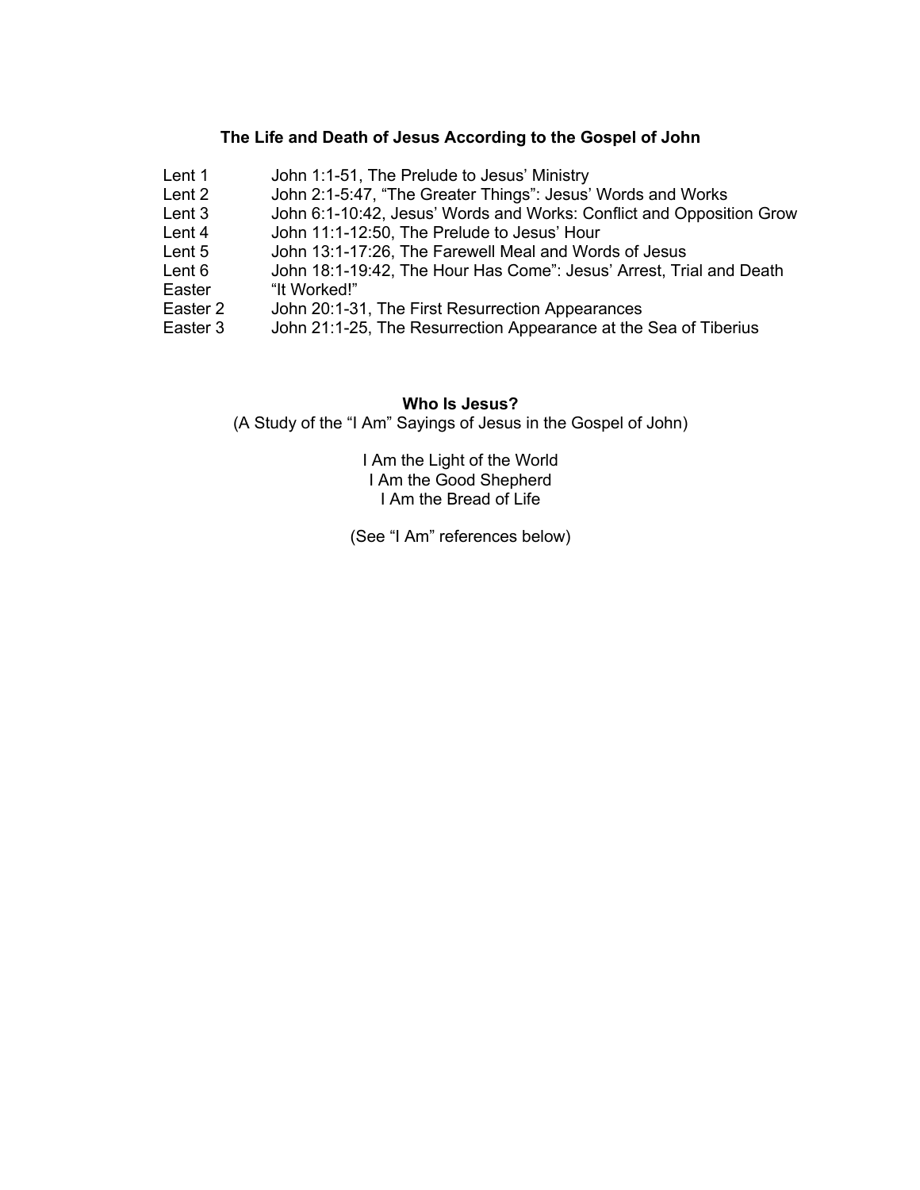## The Life and Death of Jesus According to the Gospel of John

| | |
|---|---|
| Lent 1 | John 1:1-51, The Prelude to Jesus' Ministry |
| Lent 2 | John 2:1-5:47, "The Greater Things": Jesus' Words and Works |
| Lent 3 | John 6:1-10:42, Jesus' Words and Works: Conflict and Opposition Grow |
| Lent 4 | John 11:1-12:50, The Prelude to Jesus' Hour |
| Lent 5 | John 13:1-17:26, The Farewell Meal and Words of Jesus |
| Lent 6 | John 18:1-19:42, The Hour Has Come": Jesus' Arrest, Trial and Death |
| Easter | "It Worked!" |
| Easter 2 | John 20:1-31, The First Resurrection Appearances |
| Easter 3 | John 21:1-25, The Resurrection Appearance at the Sea of Tiberius |

## Who Is Jesus?

(A Study of the "I Am" Sayings of Jesus in the Gospel of John)

I Am the Light of the World  
I Am the Good Shepherd  
I Am the Bread of Life

(See "I Am" references below)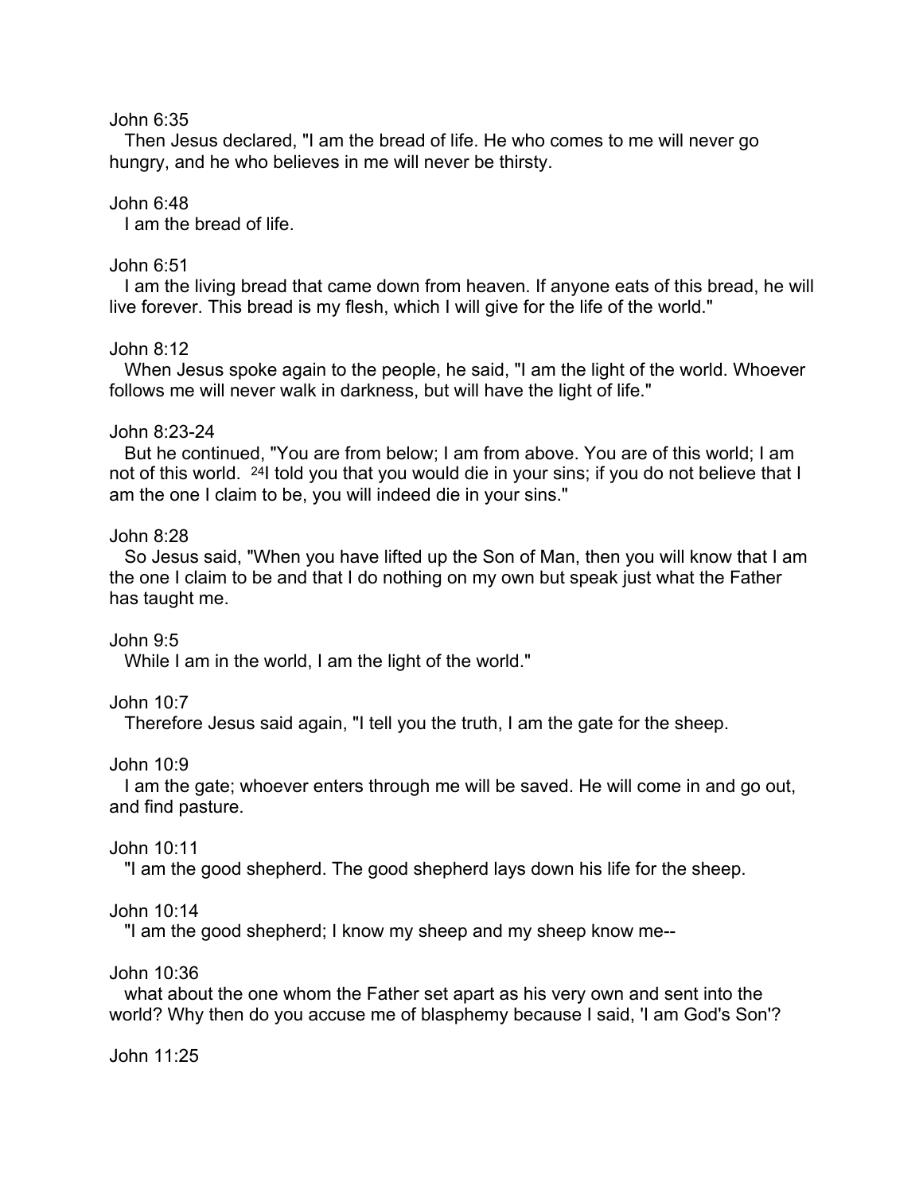John 6:35

Then Jesus declared, "I am the bread of life. He who comes to me will never go hungry, and he who believes in me will never be thirsty.

John 6:48

I am the bread of life.

John 6:51

I am the living bread that came down from heaven. If anyone eats of this bread, he will live forever. This bread is my flesh, which I will give for the life of the world."

John 8:12

When Jesus spoke again to the people, he said, "I am the light of the world. Whoever follows me will never walk in darkness, but will have the light of life."

John 8:23-24

But he continued, "You are from below; I am from above. You are of this world; I am not of this world. [24]I told you that you would die in your sins; if you do not believe that I am the one I claim to be, you will indeed die in your sins."

John 8:28

So Jesus said, "When you have lifted up the Son of Man, then you will know that I am the one I claim to be and that I do nothing on my own but speak just what the Father has taught me.

John 9:5

While I am in the world, I am the light of the world."

John 10:7

Therefore Jesus said again, "I tell you the truth, I am the gate for the sheep.

John 10:9

I am the gate; whoever enters through me will be saved. He will come in and go out, and find pasture.

John 10:11

"I am the good shepherd. The good shepherd lays down his life for the sheep.

John 10:14

"I am the good shepherd; I know my sheep and my sheep know me--

John 10:36

what about the one whom the Father set apart as his very own and sent into the world? Why then do you accuse me of blasphemy because I said, 'I am God's Son'?

John 11:25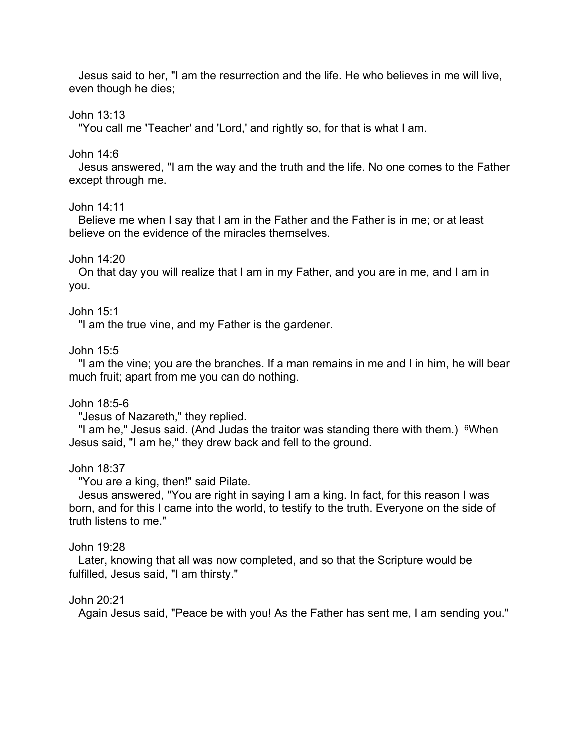Jesus said to her, "I am the resurrection and the life. He who believes in me will live, even though he dies;

John 13:13
"You call me 'Teacher' and 'Lord,' and rightly so, for that is what I am.

John 14:6
Jesus answered, "I am the way and the truth and the life. No one comes to the Father except through me.

John 14:11
Believe me when I say that I am in the Father and the Father is in me; or at least believe on the evidence of the miracles themselves.

John 14:20
On that day you will realize that I am in my Father, and you are in me, and I am in you.

John 15:1
"I am the true vine, and my Father is the gardener.

John 15:5
"I am the vine; you are the branches. If a man remains in me and I in him, he will bear much fruit; apart from me you can do nothing.

John 18:5-6
"Jesus of Nazareth," they replied.
"I am he," Jesus said. (And Judas the traitor was standing there with them.) [6]When Jesus said, "I am he," they drew back and fell to the ground.

John 18:37
"You are a king, then!" said Pilate.
Jesus answered, "You are right in saying I am a king. In fact, for this reason I was born, and for this I came into the world, to testify to the truth. Everyone on the side of truth listens to me."

John 19:28
Later, knowing that all was now completed, and so that the Scripture would be fulfilled, Jesus said, "I am thirsty."

John 20:21
Again Jesus said, "Peace be with you! As the Father has sent me, I am sending you."